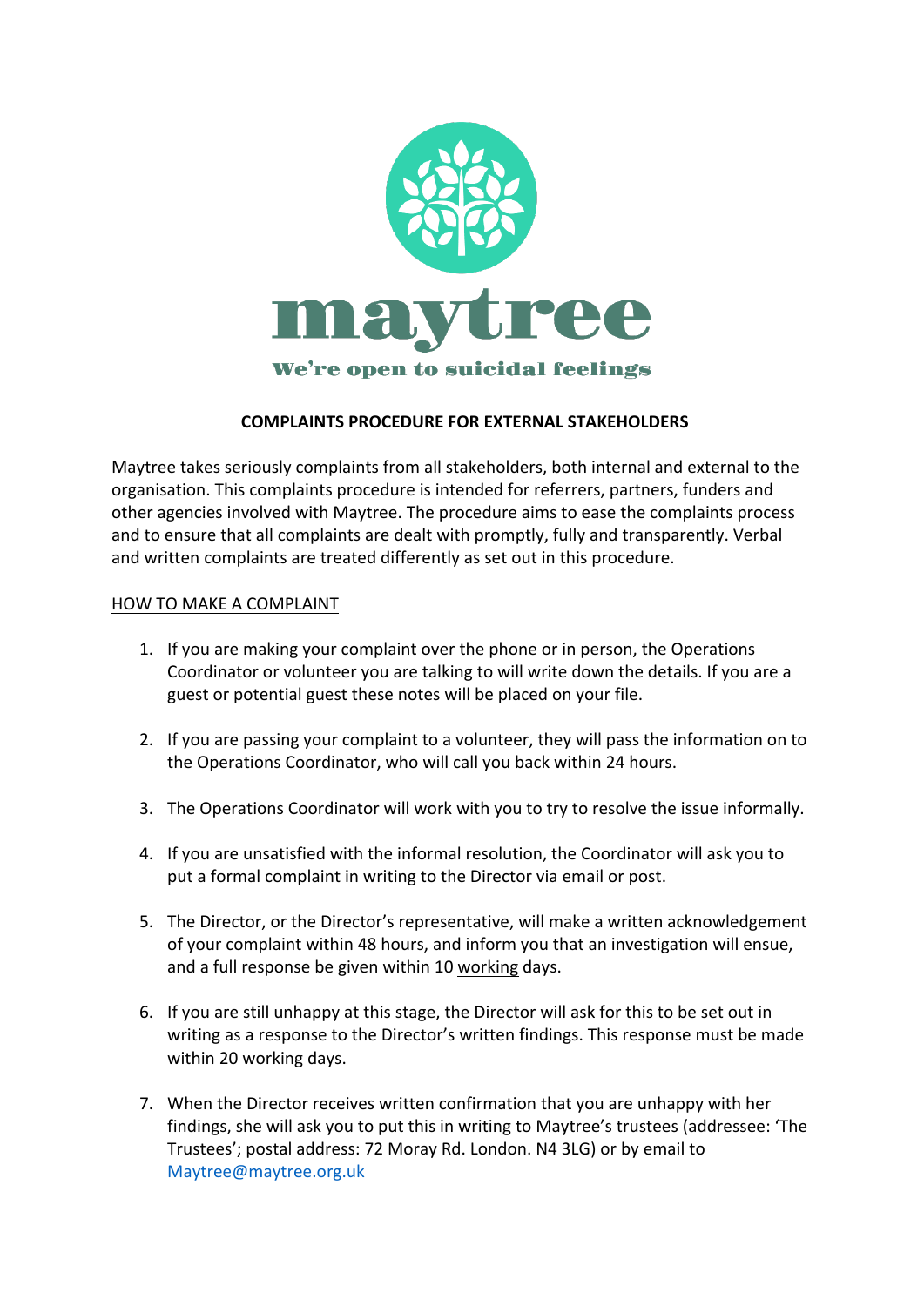maytree

We're open to suicidal feelings

**COMPLAINTS PROCEDURE FOR EXTERNAL STAKEHOLDERS**

Maytree takes seriously complaints from all stakeholders, both internal and external to the organisation. This complaints procedure is intended for referrers, partners, funders and other agencies involved with Maytree. The procedure aims to ease the complaints process and to ensure that all complaints are dealt with promptly, fully and transparently. Verbal and written complaints are treated differently as set out in this procedure.

<u>HOW TO MAKE A COMPLAINT</u>

1. If you are making your complaint over the phone or in person, the Operations Coordinator or volunteer you are talking to will write down the details. If you are a guest or potential guest these notes will be placed on your file.

2. If you are passing your complaint to a volunteer, they will pass the information on to the Operations Coordinator, who will call you back within 24 hours.

3. The Operations Coordinator will work with you to try to resolve the issue informally.

4. If you are unsatisfied with the informal resolution, the Coordinator will ask you to put a formal complaint in writing to the Director via email or post.

5. The Director, or the Director's representative, will make a written acknowledgement of your complaint within 48 hours, and inform you that an investigation will ensue, and a full response be given within 10 <u>working</u> days.

6. If you are still unhappy at this stage, the Director will ask for this to be set out in writing as a response to the Director's written findings. This response must be made within 20 <u>working</u> days.

7. When the Director receives written confirmation that you are unhappy with her findings, she will ask you to put this in writing to Maytree's trustees (addressee: 'The Trustees'; postal address: 72 Moray Rd. London. N4 3LG) or by email to Maytree@maytree.org.uk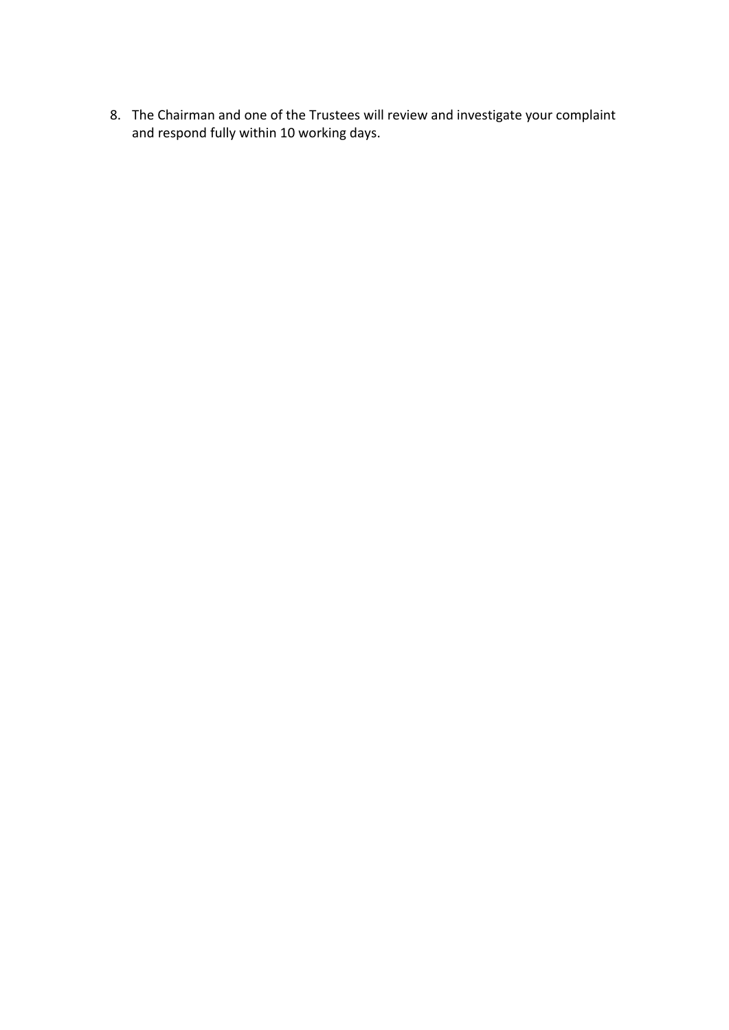8. The Chairman and one of the Trustees will review and investigate your complaint and respond fully within 10 working days.